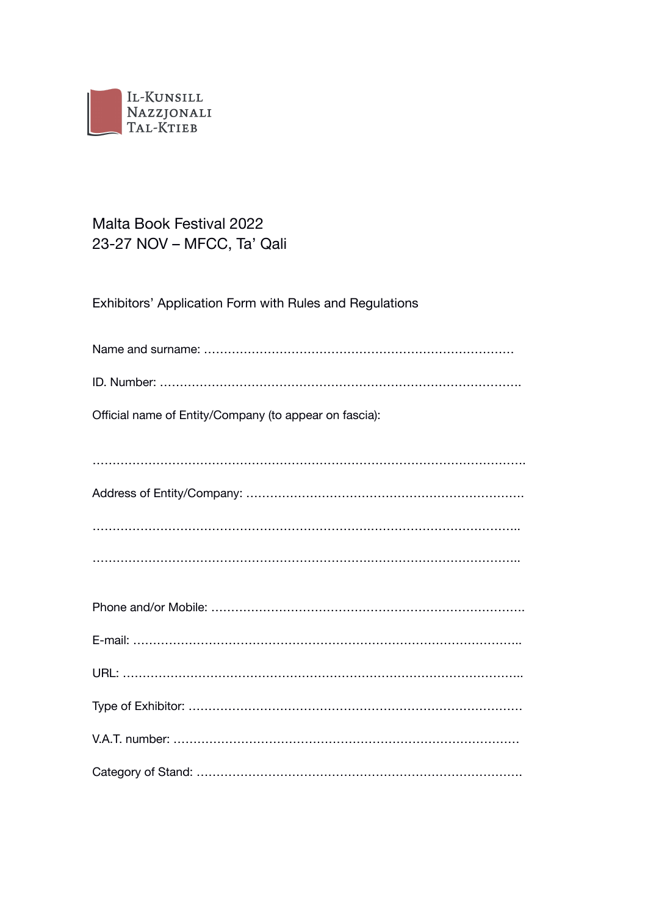Il-Kunsill Nazzjonali tal-Ktieb

# Malta Book Festival 2022
## 23-27 NOV – MFCC, Ta' Qali

### Exhibitors' Application Form with Rules and Regulations

Name and surname: ……………………………………………………………………

ID. Number: ………………………………………………………………………………

Official name of Entity/Company (to appear on fascia):

………………………………………………………………………………………………

Address of Entity/Company: ……………………………………………………………

………………………………………………………………………………………………

………………………………………………………………………………………………

Phone and/or Mobile: ……………………………………………………………………

E-mail: ……………………………………………………………………………………

URL: ………………………………………………………………………………………

Type of Exhibitor: ………………………………………………………………………

V.A.T. number: …………………………………………………………………………

Category of Stand: ………………………………………………………………………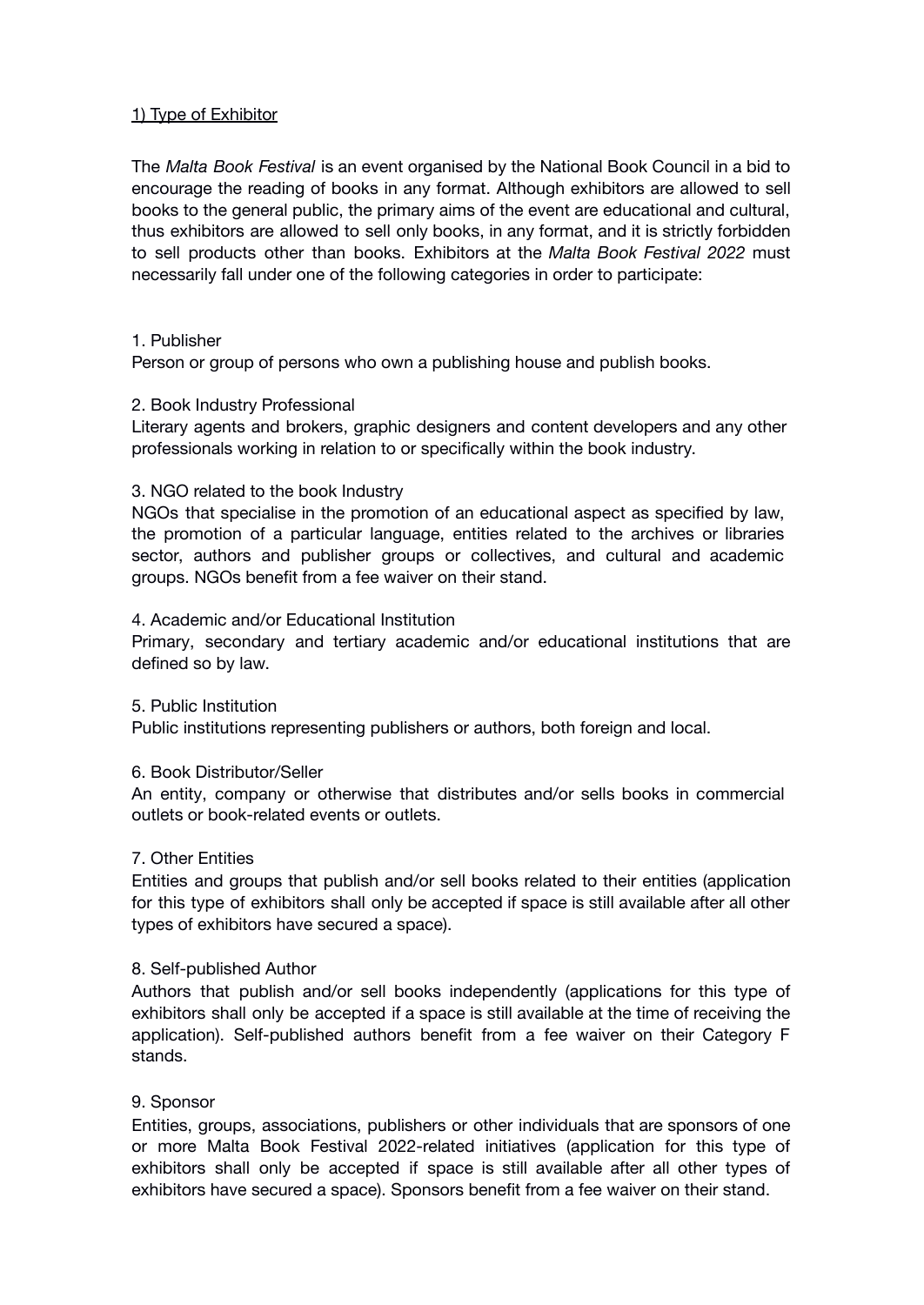## 1) Type of Exhibitor

The *Malta Book Festival* is an event organised by the National Book Council in a bid to encourage the reading of books in any format. Although exhibitors are allowed to sell books to the general public, the primary aims of the event are educational and cultural, thus exhibitors are allowed to sell only books, in any format, and it is strictly forbidden to sell products other than books. Exhibitors at the *Malta Book Festival 2022* must necessarily fall under one of the following categories in order to participate:

1. Publisher
Person or group of persons who own a publishing house and publish books.

2. Book Industry Professional
Literary agents and brokers, graphic designers and content developers and any other professionals working in relation to or specifically within the book industry.

3. NGO related to the book Industry
NGOs that specialise in the promotion of an educational aspect as specified by law, the promotion of a particular language, entities related to the archives or libraries sector, authors and publisher groups or collectives, and cultural and academic groups. NGOs benefit from a fee waiver on their stand.

4. Academic and/or Educational Institution
Primary, secondary and tertiary academic and/or educational institutions that are defined so by law.

5. Public Institution
Public institutions representing publishers or authors, both foreign and local.

6. Book Distributor/Seller
An entity, company or otherwise that distributes and/or sells books in commercial outlets or book-related events or outlets.

7. Other Entities
Entities and groups that publish and/or sell books related to their entities (application for this type of exhibitors shall only be accepted if space is still available after all other types of exhibitors have secured a space).

8. Self-published Author
Authors that publish and/or sell books independently (applications for this type of exhibitors shall only be accepted if a space is still available at the time of receiving the application). Self-published authors benefit from a fee waiver on their Category F stands.

9. Sponsor
Entities, groups, associations, publishers or other individuals that are sponsors of one or more Malta Book Festival 2022-related initiatives (application for this type of exhibitors shall only be accepted if space is still available after all other types of exhibitors have secured a space). Sponsors benefit from a fee waiver on their stand.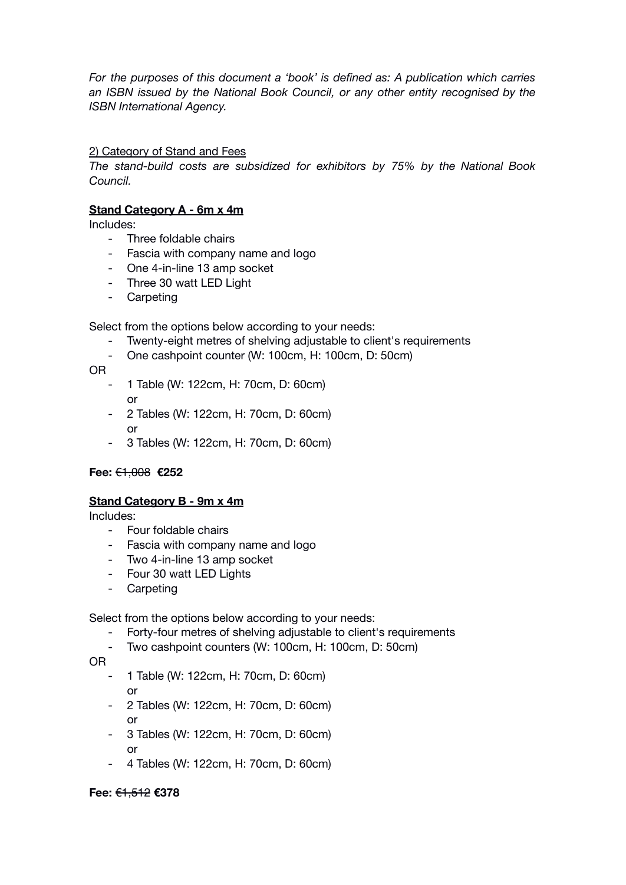*For the purposes of this document a 'book' is defined as: A publication which carries an ISBN issued by the National Book Council, or any other entity recognised by the ISBN International Agency.*

2) Category of Stand and Fees

*The stand-build costs are subsidized for exhibitors by 75% by the National Book Council.*

**Stand Category A - 6m x 4m**

Includes:

- Three foldable chairs
- Fascia with company name and logo
- One 4-in-line 13 amp socket
- Three 30 watt LED Light
- Carpeting

Select from the options below according to your needs:

- Twenty-eight metres of shelving adjustable to client's requirements
- One cashpoint counter (W: 100cm, H: 100cm, D: 50cm)

OR

- 1 Table (W: 122cm, H: 70cm, D: 60cm)
  or
- 2 Tables (W: 122cm, H: 70cm, D: 60cm)
  or
- 3 Tables (W: 122cm, H: 70cm, D: 60cm)

**Fee:** ~~€1,008~~ **€252**

**Stand Category B - 9m x 4m**

Includes:

- Four foldable chairs
- Fascia with company name and logo
- Two 4-in-line 13 amp socket
- Four 30 watt LED Lights
- Carpeting

Select from the options below according to your needs:

- Forty-four metres of shelving adjustable to client's requirements
- Two cashpoint counters (W: 100cm, H: 100cm, D: 50cm)

OR

- 1 Table (W: 122cm, H: 70cm, D: 60cm)
  or
- 2 Tables (W: 122cm, H: 70cm, D: 60cm)
  or
- 3 Tables (W: 122cm, H: 70cm, D: 60cm)
  or
- 4 Tables (W: 122cm, H: 70cm, D: 60cm)

**Fee:** ~~€1,512~~ **€378**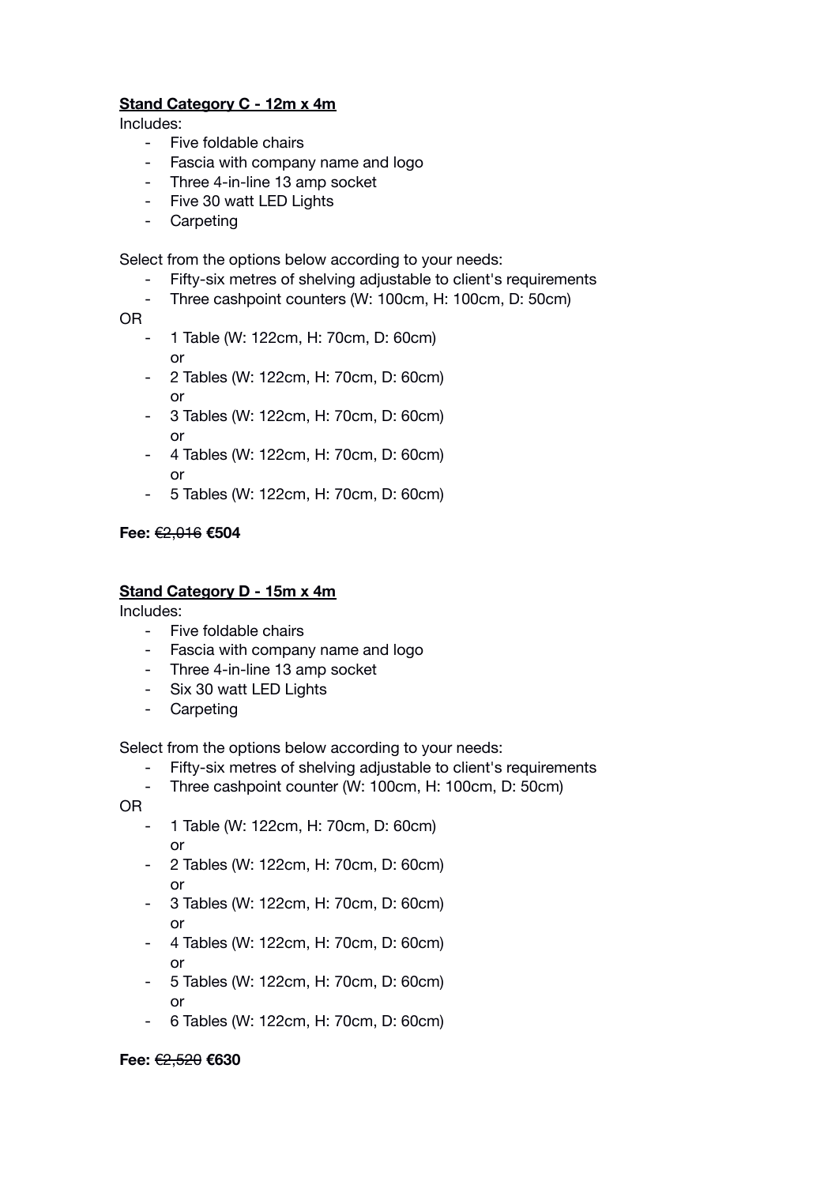**<u>Stand Category C - 12m x 4m</u>**

Includes:

- Five foldable chairs
- Fascia with company name and logo
- Three 4-in-line 13 amp socket
- Five 30 watt LED Lights
- Carpeting

Select from the options below according to your needs:

- Fifty-six metres of shelving adjustable to client's requirements
- Three cashpoint counters (W: 100cm, H: 100cm, D: 50cm)

OR

- 1 Table (W: 122cm, H: 70cm, D: 60cm)
  or
- 2 Tables (W: 122cm, H: 70cm, D: 60cm)
  or
- 3 Tables (W: 122cm, H: 70cm, D: 60cm)
  or
- 4 Tables (W: 122cm, H: 70cm, D: 60cm)
  or
- 5 Tables (W: 122cm, H: 70cm, D: 60cm)

**Fee:** ~~€2,016~~ **€504**

**<u>Stand Category D - 15m x 4m</u>**

Includes:

- Five foldable chairs
- Fascia with company name and logo
- Three 4-in-line 13 amp socket
- Six 30 watt LED Lights
- Carpeting

Select from the options below according to your needs:

- Fifty-six metres of shelving adjustable to client's requirements
- Three cashpoint counter (W: 100cm, H: 100cm, D: 50cm)

OR

- 1 Table (W: 122cm, H: 70cm, D: 60cm)
  or
- 2 Tables (W: 122cm, H: 70cm, D: 60cm)
  or
- 3 Tables (W: 122cm, H: 70cm, D: 60cm)
  or
- 4 Tables (W: 122cm, H: 70cm, D: 60cm)
  or
- 5 Tables (W: 122cm, H: 70cm, D: 60cm)
  or
- 6 Tables (W: 122cm, H: 70cm, D: 60cm)

**Fee:** ~~€2,520~~ **€630**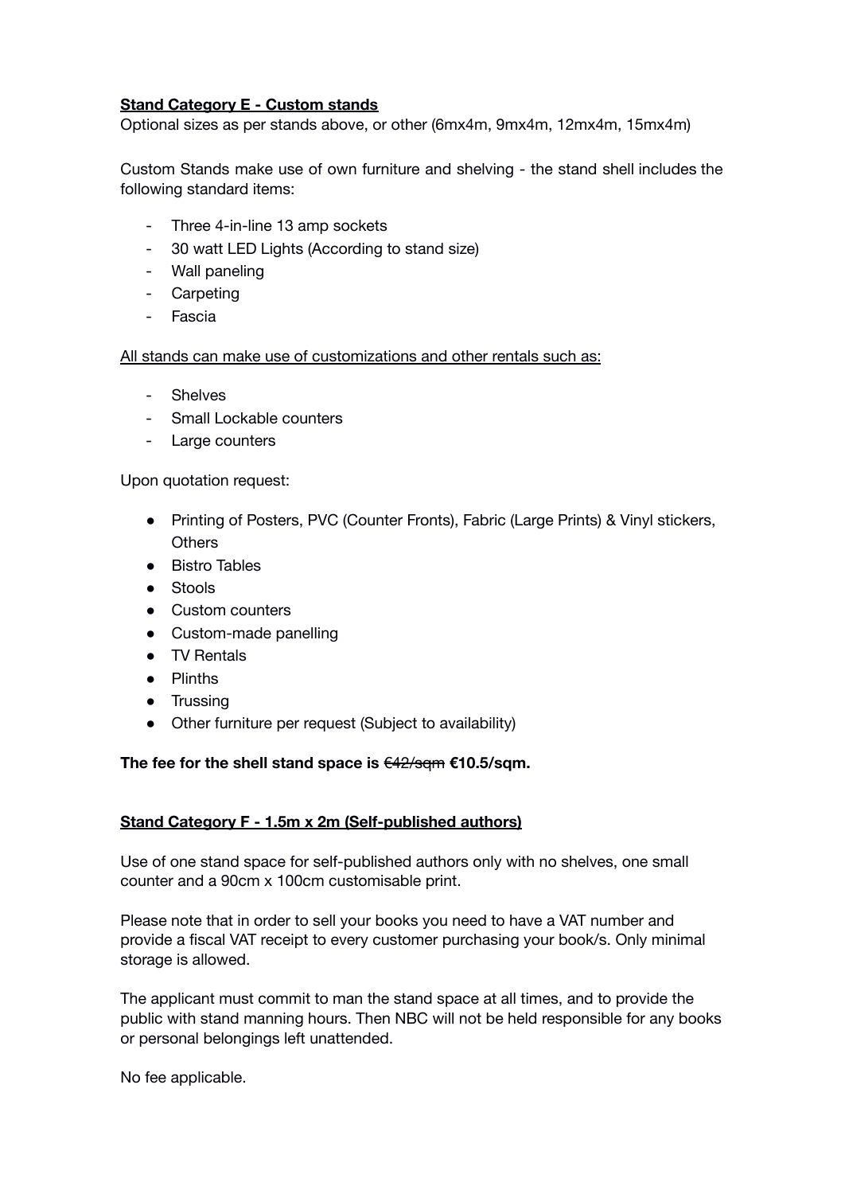**<u>Stand Category E - Custom stands</u>**

Optional sizes as per stands above, or other (6mx4m, 9mx4m, 12mx4m, 15mx4m)

Custom Stands make use of own furniture and shelving - the stand shell includes the following standard items:

- Three 4-in-line 13 amp sockets
- 30 watt LED Lights (According to stand size)
- Wall paneling
- Carpeting
- Fascia

<u>All stands can make use of customizations and other rentals such as:</u>

- Shelves
- Small Lockable counters
- Large counters

Upon quotation request:

- Printing of Posters, PVC (Counter Fronts), Fabric (Large Prints) & Vinyl stickers, Others
- Bistro Tables
- Stools
- Custom counters
- Custom-made panelling
- TV Rentals
- Plinths
- Trussing
- Other furniture per request (Subject to availability)

**The fee for the shell stand space is** ~~€42/sqm~~ **€10.5/sqm.**

**<u>Stand Category F - 1.5m x 2m (Self-published authors)</u>**

Use of one stand space for self-published authors only with no shelves, one small counter and a 90cm x 100cm customisable print.

Please note that in order to sell your books you need to have a VAT number and provide a fiscal VAT receipt to every customer purchasing your book/s. Only minimal storage is allowed.

The applicant must commit to man the stand space at all times, and to provide the public with stand manning hours. Then NBC will not be held responsible for any books or personal belongings left unattended.

No fee applicable.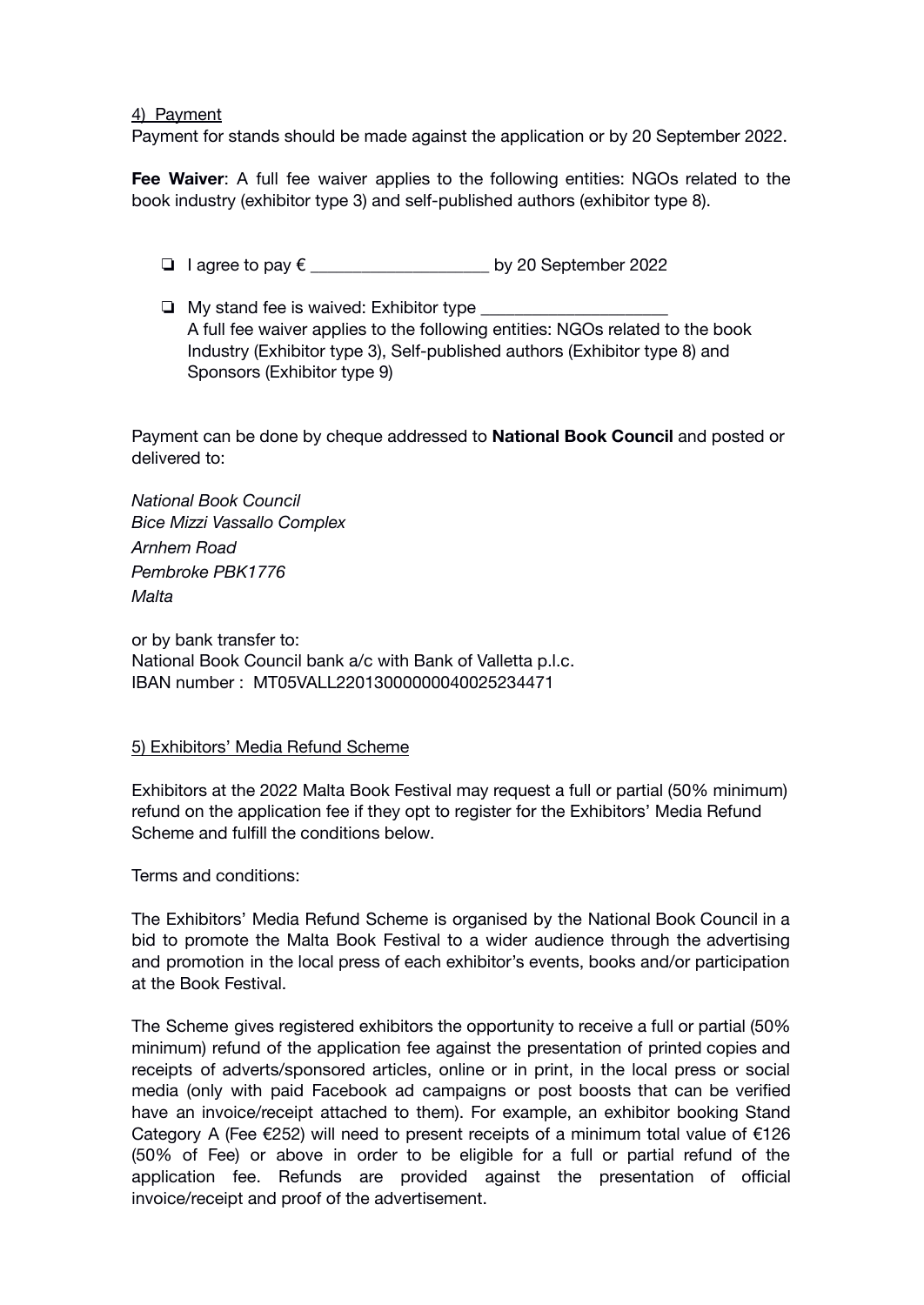4) Payment

Payment for stands should be made against the application or by 20 September 2022.

**Fee Waiver**: A full fee waiver applies to the following entities: NGOs related to the book industry (exhibitor type 3) and self-published authors (exhibitor type 8).

- ❏ I agree to pay € ____________________ by 20 September 2022
- ❏ My stand fee is waived: Exhibitor type ____________________
  A full fee waiver applies to the following entities: NGOs related to the book Industry (Exhibitor type 3), Self-published authors (Exhibitor type 8) and Sponsors (Exhibitor type 9)

Payment can be done by cheque addressed to **National Book Council** and posted or delivered to:

*National Book Council*
*Bice Mizzi Vassallo Complex*
*Arnhem Road*
*Pembroke PBK1776*
*Malta*

or by bank transfer to:
National Book Council bank a/c with Bank of Valletta p.l.c.
IBAN number : MT05VALL22013000000040025234471

5) Exhibitors' Media Refund Scheme

Exhibitors at the 2022 Malta Book Festival may request a full or partial (50% minimum) refund on the application fee if they opt to register for the Exhibitors' Media Refund Scheme and fulfill the conditions below.

Terms and conditions:

The Exhibitors' Media Refund Scheme is organised by the National Book Council in a bid to promote the Malta Book Festival to a wider audience through the advertising and promotion in the local press of each exhibitor's events, books and/or participation at the Book Festival.

The Scheme gives registered exhibitors the opportunity to receive a full or partial (50% minimum) refund of the application fee against the presentation of printed copies and receipts of adverts/sponsored articles, online or in print, in the local press or social media (only with paid Facebook ad campaigns or post boosts that can be verified have an invoice/receipt attached to them). For example, an exhibitor booking Stand Category A (Fee €252) will need to present receipts of a minimum total value of €126 (50% of Fee) or above in order to be eligible for a full or partial refund of the application fee. Refunds are provided against the presentation of official invoice/receipt and proof of the advertisement.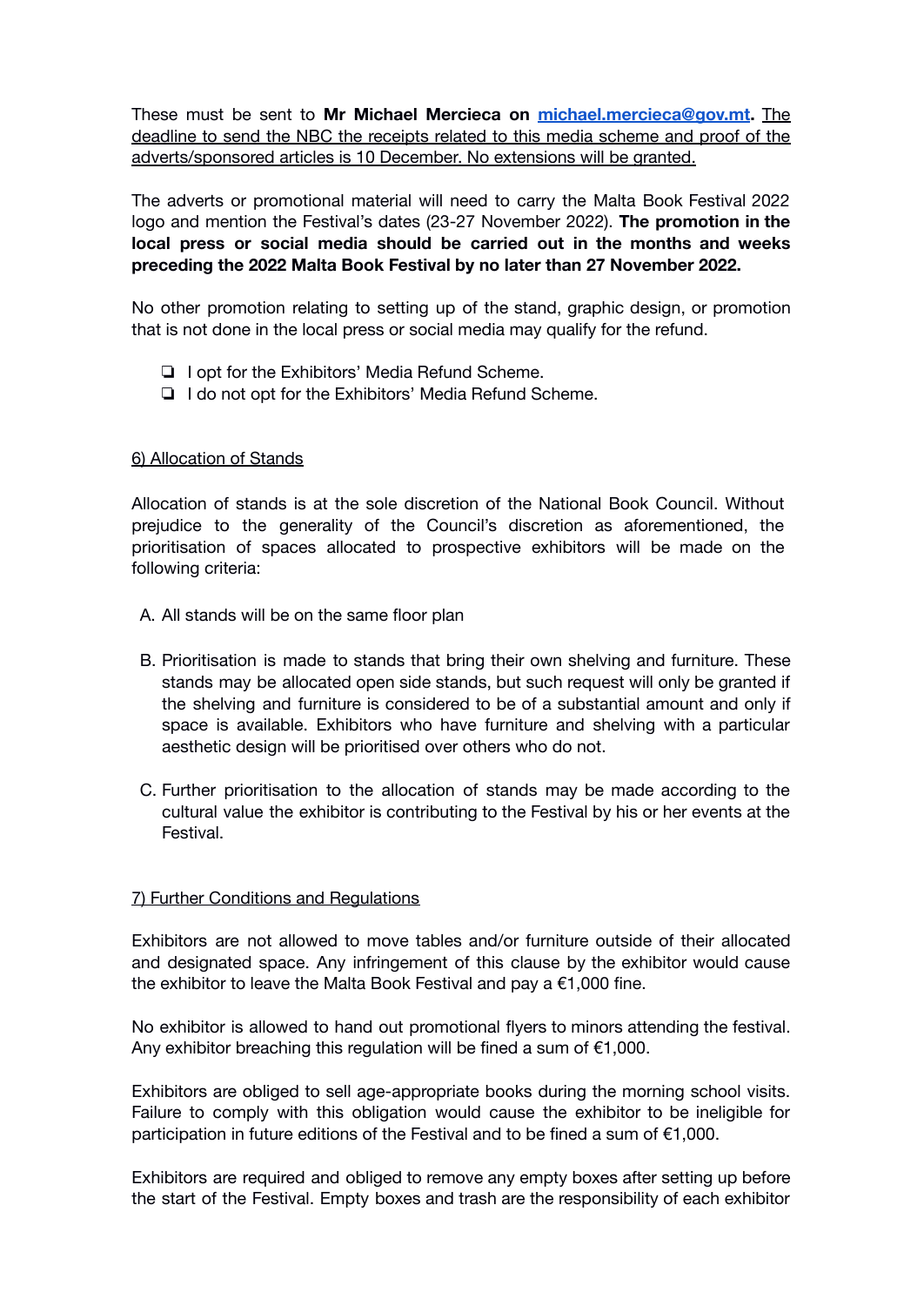These must be sent to **Mr Michael Mercieca on [michael.mercieca@gov.mt](mailto:michael.mercieca@gov.mt).** The deadline to send the NBC the receipts related to this media scheme and proof of the adverts/sponsored articles is 10 December. No extensions will be granted.

The adverts or promotional material will need to carry the Malta Book Festival 2022 logo and mention the Festival's dates (23-27 November 2022). **The promotion in the local press or social media should be carried out in the months and weeks preceding the 2022 Malta Book Festival by no later than 27 November 2022.**

No other promotion relating to setting up of the stand, graphic design, or promotion that is not done in the local press or social media may qualify for the refund.

- ❏ I opt for the Exhibitors' Media Refund Scheme.
- ❏ I do not opt for the Exhibitors' Media Refund Scheme.

6) Allocation of Stands

Allocation of stands is at the sole discretion of the National Book Council. Without prejudice to the generality of the Council's discretion as aforementioned, the prioritisation of spaces allocated to prospective exhibitors will be made on the following criteria:

A. All stands will be on the same floor plan

B. Prioritisation is made to stands that bring their own shelving and furniture. These stands may be allocated open side stands, but such request will only be granted if the shelving and furniture is considered to be of a substantial amount and only if space is available. Exhibitors who have furniture and shelving with a particular aesthetic design will be prioritised over others who do not.

C. Further prioritisation to the allocation of stands may be made according to the cultural value the exhibitor is contributing to the Festival by his or her events at the Festival.

7) Further Conditions and Regulations

Exhibitors are not allowed to move tables and/or furniture outside of their allocated and designated space. Any infringement of this clause by the exhibitor would cause the exhibitor to leave the Malta Book Festival and pay a €1,000 fine.

No exhibitor is allowed to hand out promotional flyers to minors attending the festival. Any exhibitor breaching this regulation will be fined a sum of €1,000.

Exhibitors are obliged to sell age-appropriate books during the morning school visits. Failure to comply with this obligation would cause the exhibitor to be ineligible for participation in future editions of the Festival and to be fined a sum of €1,000.

Exhibitors are required and obliged to remove any empty boxes after setting up before the start of the Festival. Empty boxes and trash are the responsibility of each exhibitor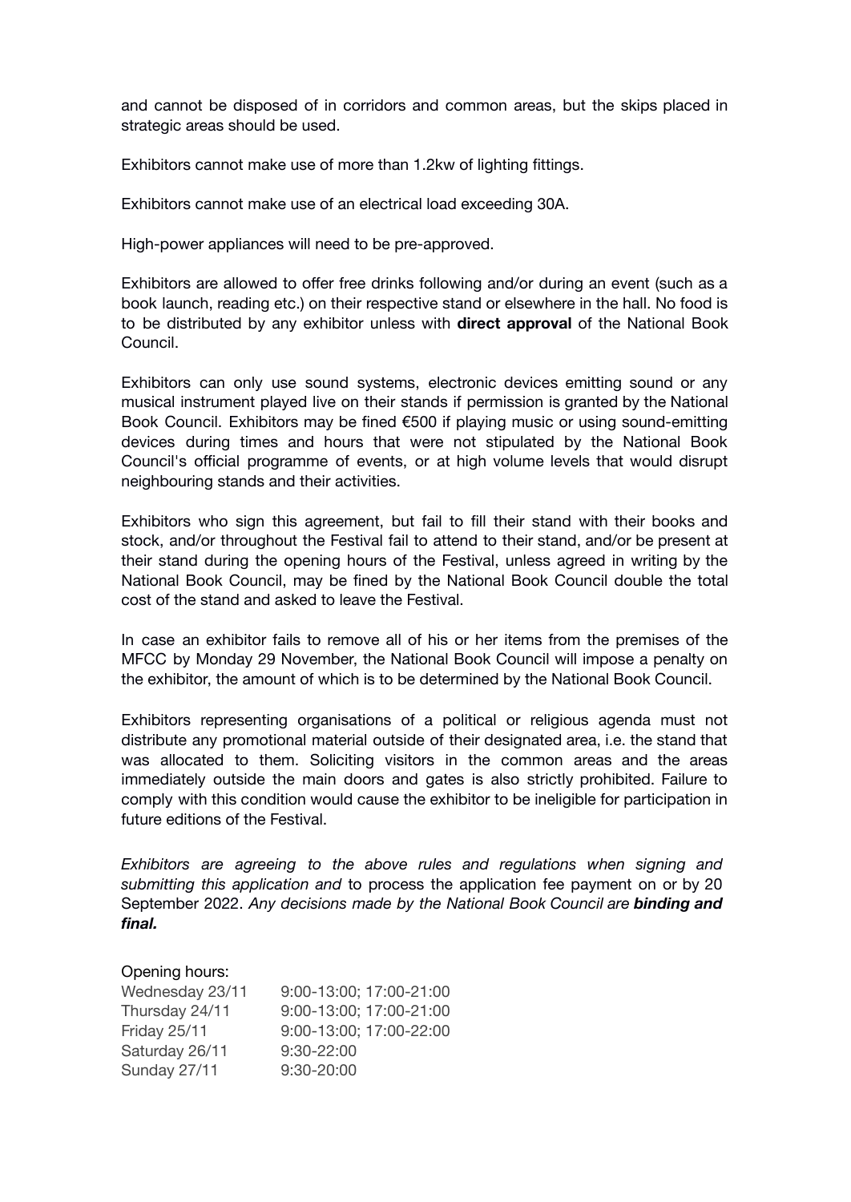and cannot be disposed of in corridors and common areas, but the skips placed in strategic areas should be used.

Exhibitors cannot make use of more than 1.2kw of lighting fittings.

Exhibitors cannot make use of an electrical load exceeding 30A.

High-power appliances will need to be pre-approved.

Exhibitors are allowed to offer free drinks following and/or during an event (such as a book launch, reading etc.) on their respective stand or elsewhere in the hall. No food is to be distributed by any exhibitor unless with **direct approval** of the National Book Council.

Exhibitors can only use sound systems, electronic devices emitting sound or any musical instrument played live on their stands if permission is granted by the National Book Council. Exhibitors may be fined €500 if playing music or using sound-emitting devices during times and hours that were not stipulated by the National Book Council's official programme of events, or at high volume levels that would disrupt neighbouring stands and their activities.

Exhibitors who sign this agreement, but fail to fill their stand with their books and stock, and/or throughout the Festival fail to attend to their stand, and/or be present at their stand during the opening hours of the Festival, unless agreed in writing by the National Book Council, may be fined by the National Book Council double the total cost of the stand and asked to leave the Festival.

In case an exhibitor fails to remove all of his or her items from the premises of the MFCC by Monday 29 November, the National Book Council will impose a penalty on the exhibitor, the amount of which is to be determined by the National Book Council.

Exhibitors representing organisations of a political or religious agenda must not distribute any promotional material outside of their designated area, i.e. the stand that was allocated to them. Soliciting visitors in the common areas and the areas immediately outside the main doors and gates is also strictly prohibited. Failure to comply with this condition would cause the exhibitor to be ineligible for participation in future editions of the Festival.

*Exhibitors are agreeing to the above rules and regulations when signing and submitting this application and* to process the application fee payment on or by 20 September 2022. *Any decisions made by the National Book Council are **binding and final.***

Opening hours:

| | |
|---|---|
| Wednesday 23/11 | 9:00-13:00; 17:00-21:00 |
| Thursday 24/11 | 9:00-13:00; 17:00-21:00 |
| Friday 25/11 | 9:00-13:00; 17:00-22:00 |
| Saturday 26/11 | 9:30-22:00 |
| Sunday 27/11 | 9:30-20:00 |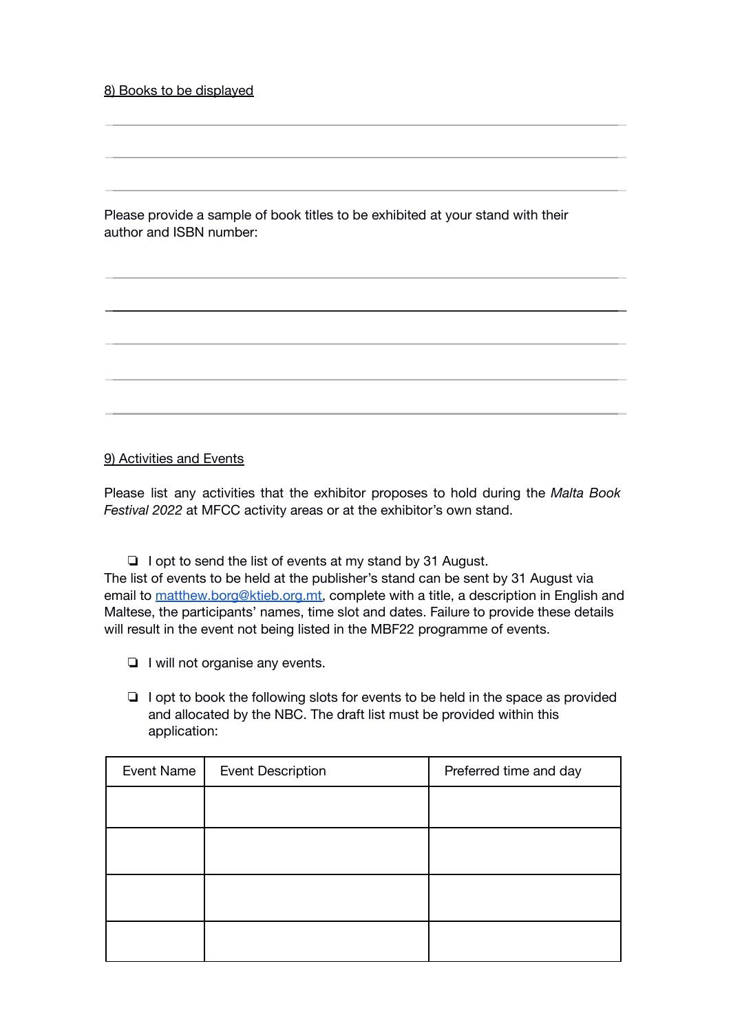8) Books to be displayed

Please provide a sample of book titles to be exhibited at your stand with their author and ISBN number:

9) Activities and Events

Please list any activities that the exhibitor proposes to hold during the *Malta Book Festival 2022* at MFCC activity areas or at the exhibitor's own stand.

- ❏ I opt to send the list of events at my stand by 31 August.

The list of events to be held at the publisher's stand can be sent by 31 August via email to matthew.borg@ktieb.org.mt, complete with a title, a description in English and Maltese, the participants' names, time slot and dates. Failure to provide these details will result in the event not being listed in the MBF22 programme of events.

- ❏ I will not organise any events.

- ❏ I opt to book the following slots for events to be held in the space as provided and allocated by the NBC. The draft list must be provided within this application:

| Event Name | Event Description | Preferred time and day |
|---|---|---|
| | | |
| | | |
| | | |
| | | |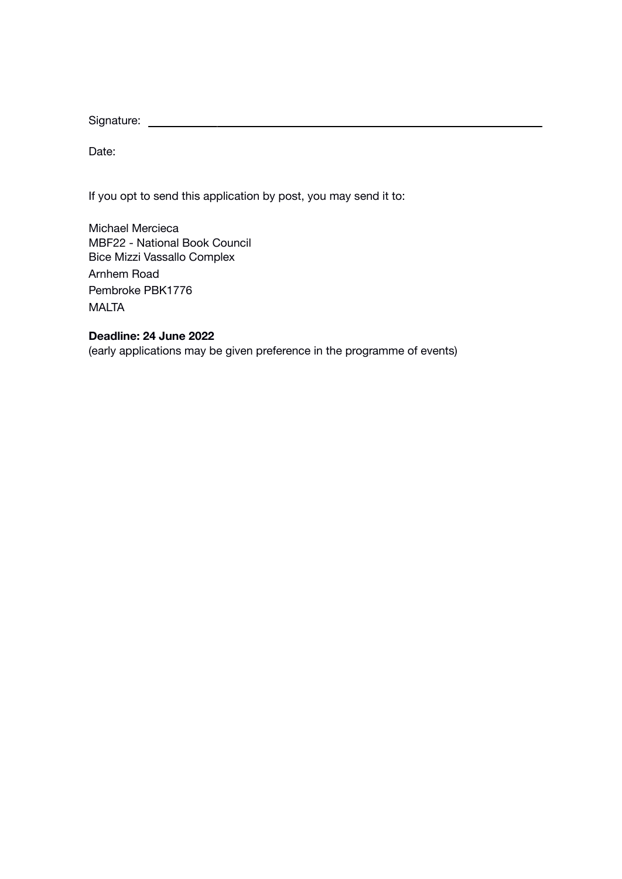Signature: ______________________________________________

Date:

If you opt to send this application by post, you may send it to:

Michael Mercieca  
MBF22 - National Book Council  
Bice Mizzi Vassallo Complex  
Arnhem Road  
Pembroke PBK1776  
MALTA

**Deadline: 24 June 2022**  
(early applications may be given preference in the programme of events)